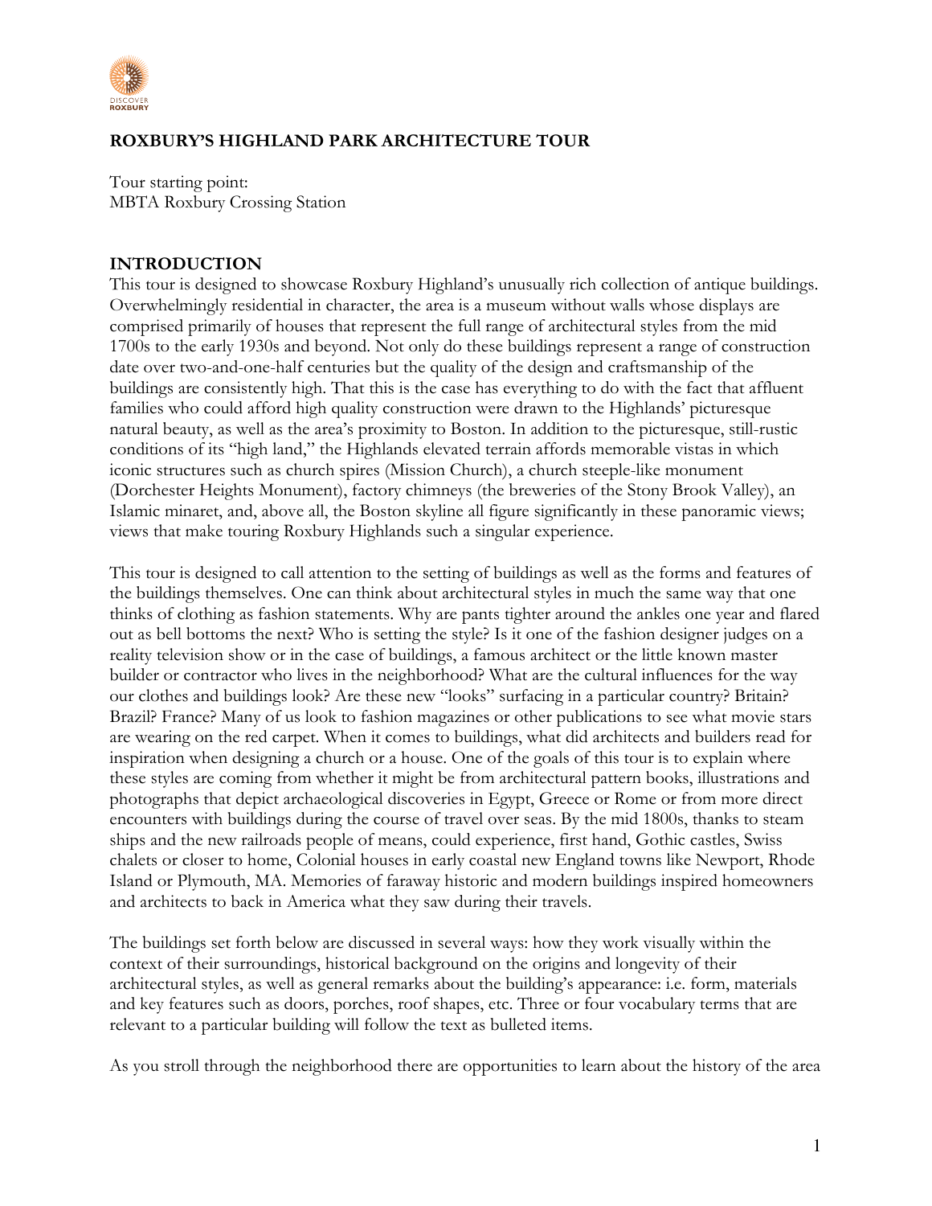# ROXBURY'S HIGHLAND PARK ARCHITECTURE TOUR

Tour starting point:
MBTA Roxbury Crossing Station

## INTRODUCTION

This tour is designed to showcase Roxbury Highland's unusually rich collection of antique buildings. Overwhelmingly residential in character, the area is a museum without walls whose displays are comprised primarily of houses that represent the full range of architectural styles from the mid 1700s to the early 1930s and beyond. Not only do these buildings represent a range of construction date over two-and-one-half centuries but the quality of the design and craftsmanship of the buildings are consistently high. That this is the case has everything to do with the fact that affluent families who could afford high quality construction were drawn to the Highlands' picturesque natural beauty, as well as the area's proximity to Boston. In addition to the picturesque, still-rustic conditions of its "high land," the Highlands elevated terrain affords memorable vistas in which iconic structures such as church spires (Mission Church), a church steeple-like monument (Dorchester Heights Monument), factory chimneys (the breweries of the Stony Brook Valley), an Islamic minaret, and, above all, the Boston skyline all figure significantly in these panoramic views; views that make touring Roxbury Highlands such a singular experience.

This tour is designed to call attention to the setting of buildings as well as the forms and features of the buildings themselves. One can think about architectural styles in much the same way that one thinks of clothing as fashion statements. Why are pants tighter around the ankles one year and flared out as bell bottoms the next? Who is setting the style? Is it one of the fashion designer judges on a reality television show or in the case of buildings, a famous architect or the little known master builder or contractor who lives in the neighborhood? What are the cultural influences for the way our clothes and buildings look? Are these new "looks" surfacing in a particular country? Britain? Brazil? France? Many of us look to fashion magazines or other publications to see what movie stars are wearing on the red carpet. When it comes to buildings, what did architects and builders read for inspiration when designing a church or a house. One of the goals of this tour is to explain where these styles are coming from whether it might be from architectural pattern books, illustrations and photographs that depict archaeological discoveries in Egypt, Greece or Rome or from more direct encounters with buildings during the course of travel over seas. By the mid 1800s, thanks to steam ships and the new railroads people of means, could experience, first hand, Gothic castles, Swiss chalets or closer to home, Colonial houses in early coastal new England towns like Newport, Rhode Island or Plymouth, MA. Memories of faraway historic and modern buildings inspired homeowners and architects to back in America what they saw during their travels.

The buildings set forth below are discussed in several ways: how they work visually within the context of their surroundings, historical background on the origins and longevity of their architectural styles, as well as general remarks about the building's appearance: i.e. form, materials and key features such as doors, porches, roof shapes, etc. Three or four vocabulary terms that are relevant to a particular building will follow the text as bulleted items.

As you stroll through the neighborhood there are opportunities to learn about the history of the area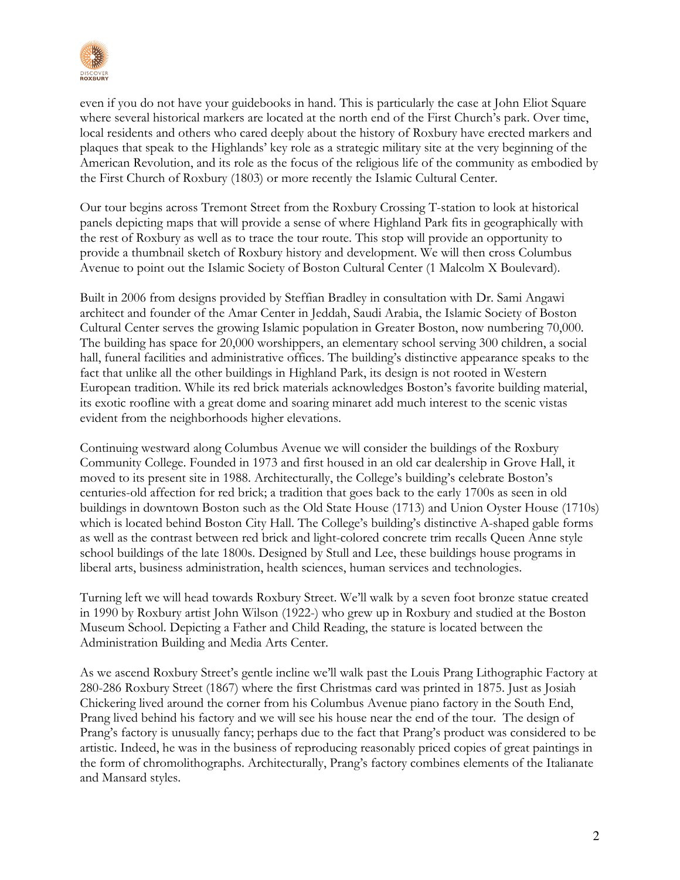even if you do not have your guidebooks in hand. This is particularly the case at John Eliot Square where several historical markers are located at the north end of the First Church's park. Over time, local residents and others who cared deeply about the history of Roxbury have erected markers and plaques that speak to the Highlands' key role as a strategic military site at the very beginning of the American Revolution, and its role as the focus of the religious life of the community as embodied by the First Church of Roxbury (1803) or more recently the Islamic Cultural Center.

Our tour begins across Tremont Street from the Roxbury Crossing T-station to look at historical panels depicting maps that will provide a sense of where Highland Park fits in geographically with the rest of Roxbury as well as to trace the tour route. This stop will provide an opportunity to provide a thumbnail sketch of Roxbury history and development. We will then cross Columbus Avenue to point out the Islamic Society of Boston Cultural Center (1 Malcolm X Boulevard).

Built in 2006 from designs provided by Steffian Bradley in consultation with Dr. Sami Angawi architect and founder of the Amar Center in Jeddah, Saudi Arabia, the Islamic Society of Boston Cultural Center serves the growing Islamic population in Greater Boston, now numbering 70,000. The building has space for 20,000 worshippers, an elementary school serving 300 children, a social hall, funeral facilities and administrative offices. The building's distinctive appearance speaks to the fact that unlike all the other buildings in Highland Park, its design is not rooted in Western European tradition. While its red brick materials acknowledges Boston's favorite building material, its exotic roofline with a great dome and soaring minaret add much interest to the scenic vistas evident from the neighborhoods higher elevations.

Continuing westward along Columbus Avenue we will consider the buildings of the Roxbury Community College. Founded in 1973 and first housed in an old car dealership in Grove Hall, it moved to its present site in 1988. Architecturally, the College's building's celebrate Boston's centuries-old affection for red brick; a tradition that goes back to the early 1700s as seen in old buildings in downtown Boston such as the Old State House (1713) and Union Oyster House (1710s) which is located behind Boston City Hall. The College's building's distinctive A-shaped gable forms as well as the contrast between red brick and light-colored concrete trim recalls Queen Anne style school buildings of the late 1800s. Designed by Stull and Lee, these buildings house programs in liberal arts, business administration, health sciences, human services and technologies.

Turning left we will head towards Roxbury Street. We'll walk by a seven foot bronze statue created in 1990 by Roxbury artist John Wilson (1922-) who grew up in Roxbury and studied at the Boston Museum School. Depicting a Father and Child Reading, the stature is located between the Administration Building and Media Arts Center.

As we ascend Roxbury Street's gentle incline we'll walk past the Louis Prang Lithographic Factory at 280-286 Roxbury Street (1867) where the first Christmas card was printed in 1875. Just as Josiah Chickering lived around the corner from his Columbus Avenue piano factory in the South End, Prang lived behind his factory and we will see his house near the end of the tour. The design of Prang's factory is unusually fancy; perhaps due to the fact that Prang's product was considered to be artistic. Indeed, he was in the business of reproducing reasonably priced copies of great paintings in the form of chromolithographs. Architecturally, Prang's factory combines elements of the Italianate and Mansard styles.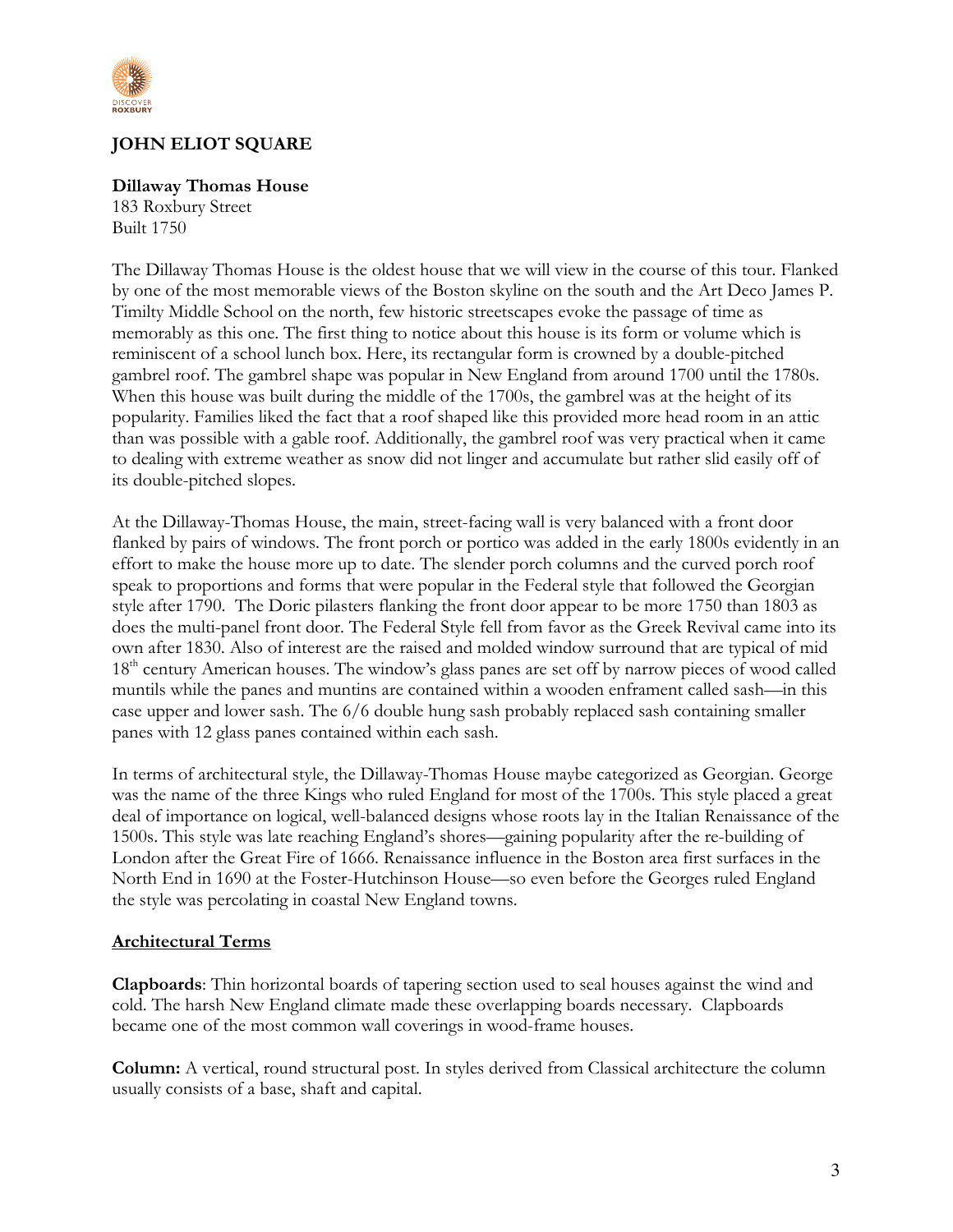## JOHN ELIOT SQUARE

**Dillaway Thomas House**
183 Roxbury Street
Built 1750

The Dillaway Thomas House is the oldest house that we will view in the course of this tour. Flanked by one of the most memorable views of the Boston skyline on the south and the Art Deco James P. Timilty Middle School on the north, few historic streetscapes evoke the passage of time as memorably as this one. The first thing to notice about this house is its form or volume which is reminiscent of a school lunch box. Here, its rectangular form is crowned by a double-pitched gambrel roof. The gambrel shape was popular in New England from around 1700 until the 1780s. When this house was built during the middle of the 1700s, the gambrel was at the height of its popularity. Families liked the fact that a roof shaped like this provided more head room in an attic than was possible with a gable roof. Additionally, the gambrel roof was very practical when it came to dealing with extreme weather as snow did not linger and accumulate but rather slid easily off of its double-pitched slopes.

At the Dillaway-Thomas House, the main, street-facing wall is very balanced with a front door flanked by pairs of windows. The front porch or portico was added in the early 1800s evidently in an effort to make the house more up to date. The slender porch columns and the curved porch roof speak to proportions and forms that were popular in the Federal style that followed the Georgian style after 1790. The Doric pilasters flanking the front door appear to be more 1750 than 1803 as does the multi-panel front door. The Federal Style fell from favor as the Greek Revival came into its own after 1830. Also of interest are the raised and molded window surround that are typical of mid 18th century American houses. The window's glass panes are set off by narrow pieces of wood called muntils while the panes and muntins are contained within a wooden enframent called sash—in this case upper and lower sash. The 6/6 double hung sash probably replaced sash containing smaller panes with 12 glass panes contained within each sash.

In terms of architectural style, the Dillaway-Thomas House maybe categorized as Georgian. George was the name of the three Kings who ruled England for most of the 1700s. This style placed a great deal of importance on logical, well-balanced designs whose roots lay in the Italian Renaissance of the 1500s. This style was late reaching England's shores—gaining popularity after the re-building of London after the Great Fire of 1666. Renaissance influence in the Boston area first surfaces in the North End in 1690 at the Foster-Hutchinson House—so even before the Georges ruled England the style was percolating in coastal New England towns.

### Architectural Terms

**Clapboards**: Thin horizontal boards of tapering section used to seal houses against the wind and cold. The harsh New England climate made these overlapping boards necessary. Clapboards became one of the most common wall coverings in wood-frame houses.

**Column:** A vertical, round structural post. In styles derived from Classical architecture the column usually consists of a base, shaft and capital.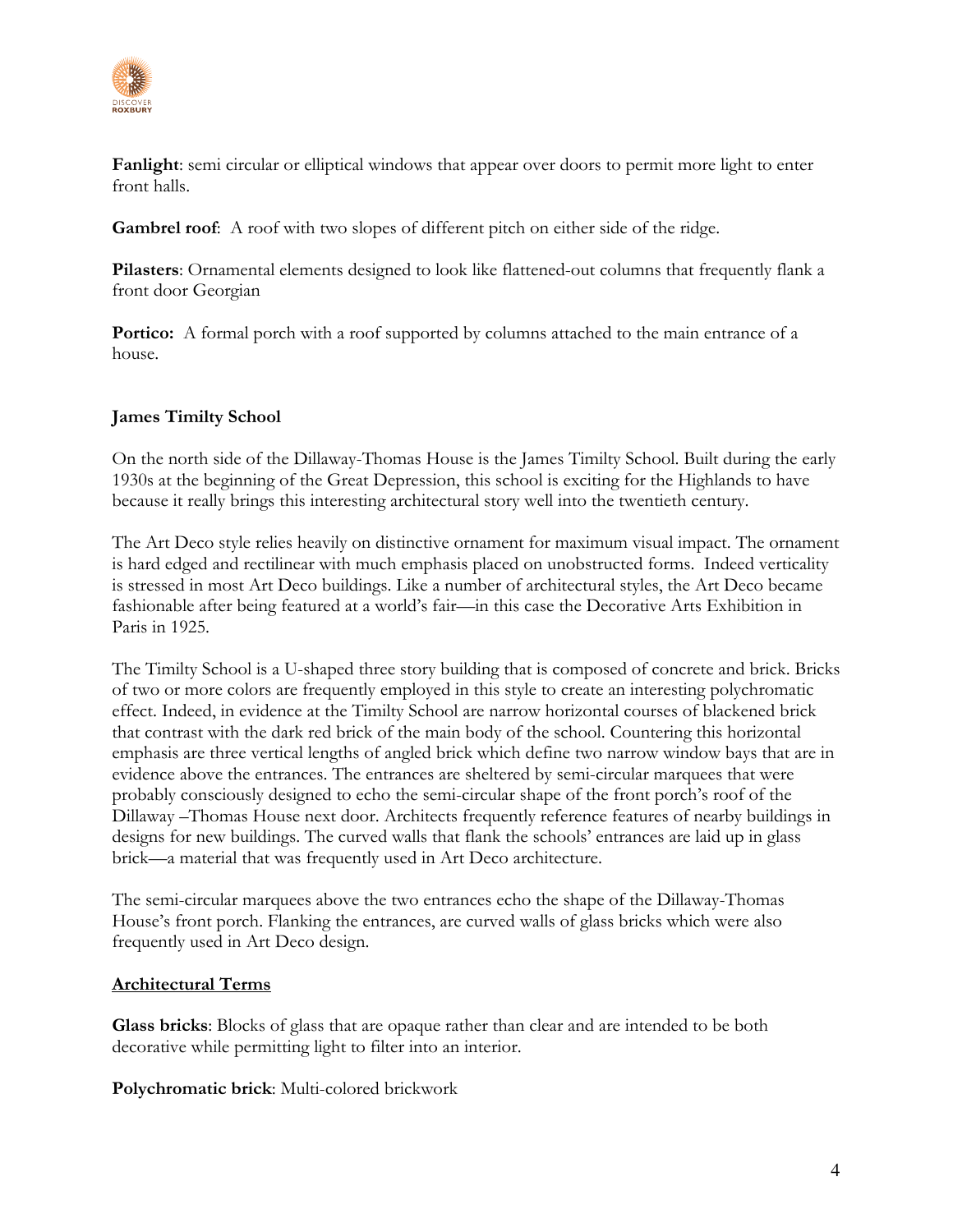**Fanlight**: semi circular or elliptical windows that appear over doors to permit more light to enter front halls.

**Gambrel roof**: A roof with two slopes of different pitch on either side of the ridge.

**Pilasters**: Ornamental elements designed to look like flattened-out columns that frequently flank a front door Georgian

**Portico:** A formal porch with a roof supported by columns attached to the main entrance of a house.

### James Timilty School

On the north side of the Dillaway-Thomas House is the James Timilty School. Built during the early 1930s at the beginning of the Great Depression, this school is exciting for the Highlands to have because it really brings this interesting architectural story well into the twentieth century.

The Art Deco style relies heavily on distinctive ornament for maximum visual impact. The ornament is hard edged and rectilinear with much emphasis placed on unobstructed forms. Indeed verticality is stressed in most Art Deco buildings. Like a number of architectural styles, the Art Deco became fashionable after being featured at a world's fair—in this case the Decorative Arts Exhibition in Paris in 1925.

The Timilty School is a U-shaped three story building that is composed of concrete and brick. Bricks of two or more colors are frequently employed in this style to create an interesting polychromatic effect. Indeed, in evidence at the Timilty School are narrow horizontal courses of blackened brick that contrast with the dark red brick of the main body of the school. Countering this horizontal emphasis are three vertical lengths of angled brick which define two narrow window bays that are in evidence above the entrances. The entrances are sheltered by semi-circular marquees that were probably consciously designed to echo the semi-circular shape of the front porch's roof of the Dillaway –Thomas House next door. Architects frequently reference features of nearby buildings in designs for new buildings. The curved walls that flank the schools' entrances are laid up in glass brick—a material that was frequently used in Art Deco architecture.

The semi-circular marquees above the two entrances echo the shape of the Dillaway-Thomas House's front porch. Flanking the entrances, are curved walls of glass bricks which were also frequently used in Art Deco design.

#### Architectural Terms

**Glass bricks**: Blocks of glass that are opaque rather than clear and are intended to be both decorative while permitting light to filter into an interior.

**Polychromatic brick**: Multi-colored brickwork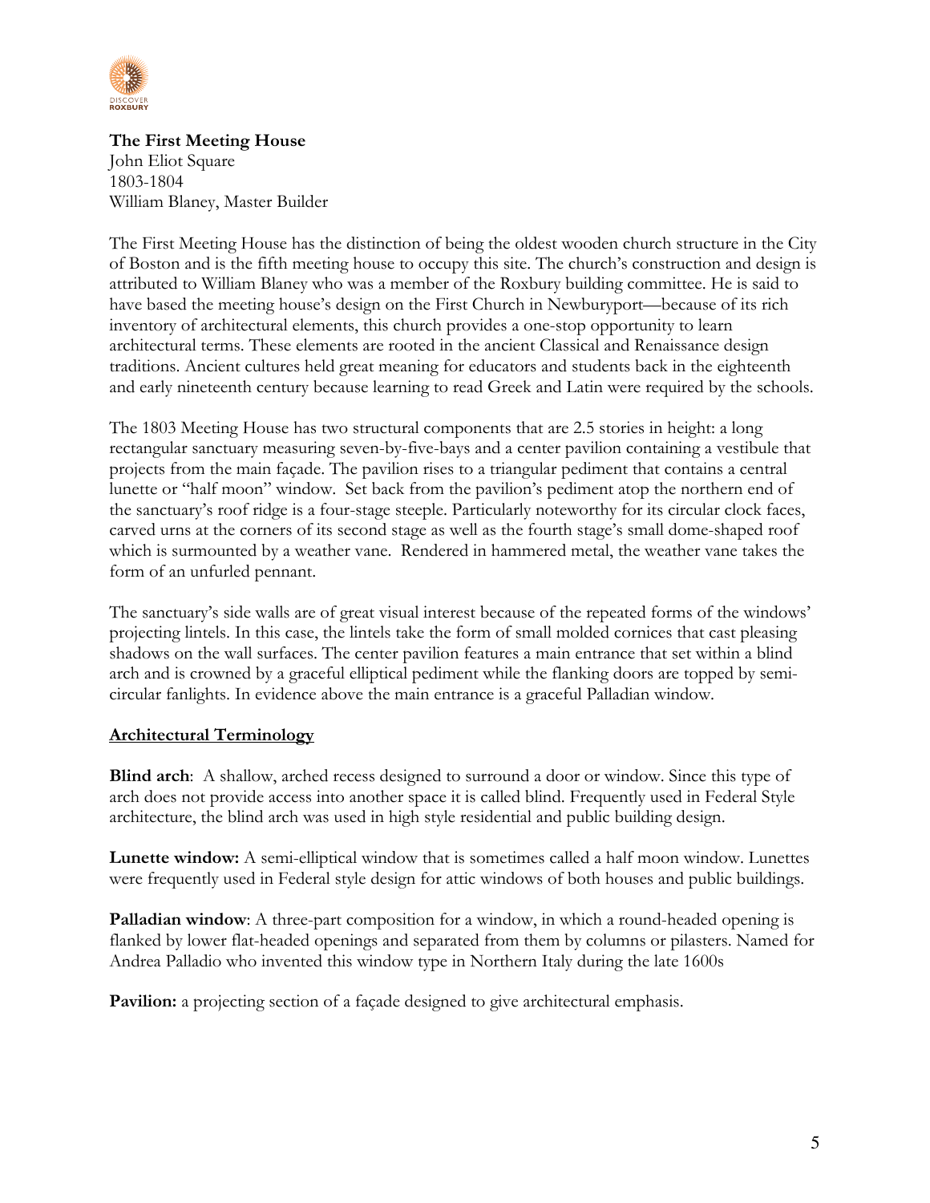**The First Meeting House**
John Eliot Square
1803-1804
William Blaney, Master Builder

The First Meeting House has the distinction of being the oldest wooden church structure in the City of Boston and is the fifth meeting house to occupy this site. The church's construction and design is attributed to William Blaney who was a member of the Roxbury building committee. He is said to have based the meeting house's design on the First Church in Newburyport—because of its rich inventory of architectural elements, this church provides a one-stop opportunity to learn architectural terms. These elements are rooted in the ancient Classical and Renaissance design traditions. Ancient cultures held great meaning for educators and students back in the eighteenth and early nineteenth century because learning to read Greek and Latin were required by the schools.

The 1803 Meeting House has two structural components that are 2.5 stories in height: a long rectangular sanctuary measuring seven-by-five-bays and a center pavilion containing a vestibule that projects from the main façade. The pavilion rises to a triangular pediment that contains a central lunette or "half moon" window. Set back from the pavilion's pediment atop the northern end of the sanctuary's roof ridge is a four-stage steeple. Particularly noteworthy for its circular clock faces, carved urns at the corners of its second stage as well as the fourth stage's small dome-shaped roof which is surmounted by a weather vane. Rendered in hammered metal, the weather vane takes the form of an unfurled pennant.

The sanctuary's side walls are of great visual interest because of the repeated forms of the windows' projecting lintels. In this case, the lintels take the form of small molded cornices that cast pleasing shadows on the wall surfaces. The center pavilion features a main entrance that set within a blind arch and is crowned by a graceful elliptical pediment while the flanking doors are topped by semi-circular fanlights. In evidence above the main entrance is a graceful Palladian window.

## Architectural Terminology

**Blind arch**: A shallow, arched recess designed to surround a door or window. Since this type of arch does not provide access into another space it is called blind. Frequently used in Federal Style architecture, the blind arch was used in high style residential and public building design.

**Lunette window:** A semi-elliptical window that is sometimes called a half moon window. Lunettes were frequently used in Federal style design for attic windows of both houses and public buildings.

**Palladian window**: A three-part composition for a window, in which a round-headed opening is flanked by lower flat-headed openings and separated from them by columns or pilasters. Named for Andrea Palladio who invented this window type in Northern Italy during the late 1600s

**Pavilion:** a projecting section of a façade designed to give architectural emphasis.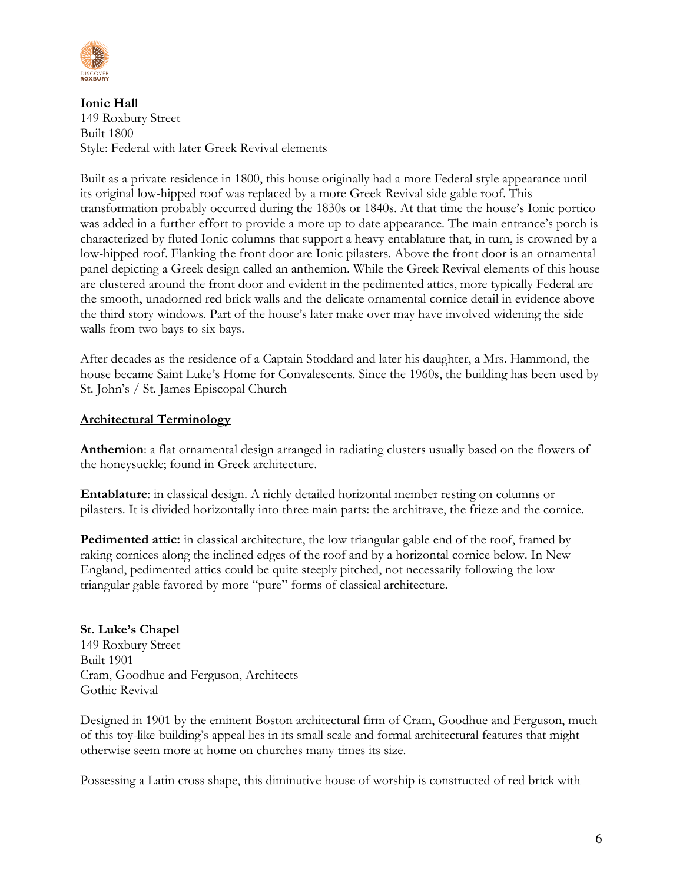**Ionic Hall**
149 Roxbury Street
Built 1800
Style: Federal with later Greek Revival elements

Built as a private residence in 1800, this house originally had a more Federal style appearance until its original low-hipped roof was replaced by a more Greek Revival side gable roof. This transformation probably occurred during the 1830s or 1840s. At that time the house's Ionic portico was added in a further effort to provide a more up to date appearance. The main entrance's porch is characterized by fluted Ionic columns that support a heavy entablature that, in turn, is crowned by a low-hipped roof. Flanking the front door are Ionic pilasters. Above the front door is an ornamental panel depicting a Greek design called an anthemion. While the Greek Revival elements of this house are clustered around the front door and evident in the pedimented attics, more typically Federal are the smooth, unadorned red brick walls and the delicate ornamental cornice detail in evidence above the third story windows. Part of the house's later make over may have involved widening the side walls from two bays to six bays.

After decades as the residence of a Captain Stoddard and later his daughter, a Mrs. Hammond, the house became Saint Luke's Home for Convalescents. Since the 1960s, the building has been used by St. John's / St. James Episcopal Church

**Architectural Terminology**

**Anthemion**: a flat ornamental design arranged in radiating clusters usually based on the flowers of the honeysuckle; found in Greek architecture.

**Entablature**: in classical design. A richly detailed horizontal member resting on columns or pilasters. It is divided horizontally into three main parts: the architrave, the frieze and the cornice.

**Pedimented attic:** in classical architecture, the low triangular gable end of the roof, framed by raking cornices along the inclined edges of the roof and by a horizontal cornice below. In New England, pedimented attics could be quite steeply pitched, not necessarily following the low triangular gable favored by more "pure" forms of classical architecture.

**St. Luke's Chapel**
149 Roxbury Street
Built 1901
Cram, Goodhue and Ferguson, Architects
Gothic Revival

Designed in 1901 by the eminent Boston architectural firm of Cram, Goodhue and Ferguson, much of this toy-like building's appeal lies in its small scale and formal architectural features that might otherwise seem more at home on churches many times its size.

Possessing a Latin cross shape, this diminutive house of worship is constructed of red brick with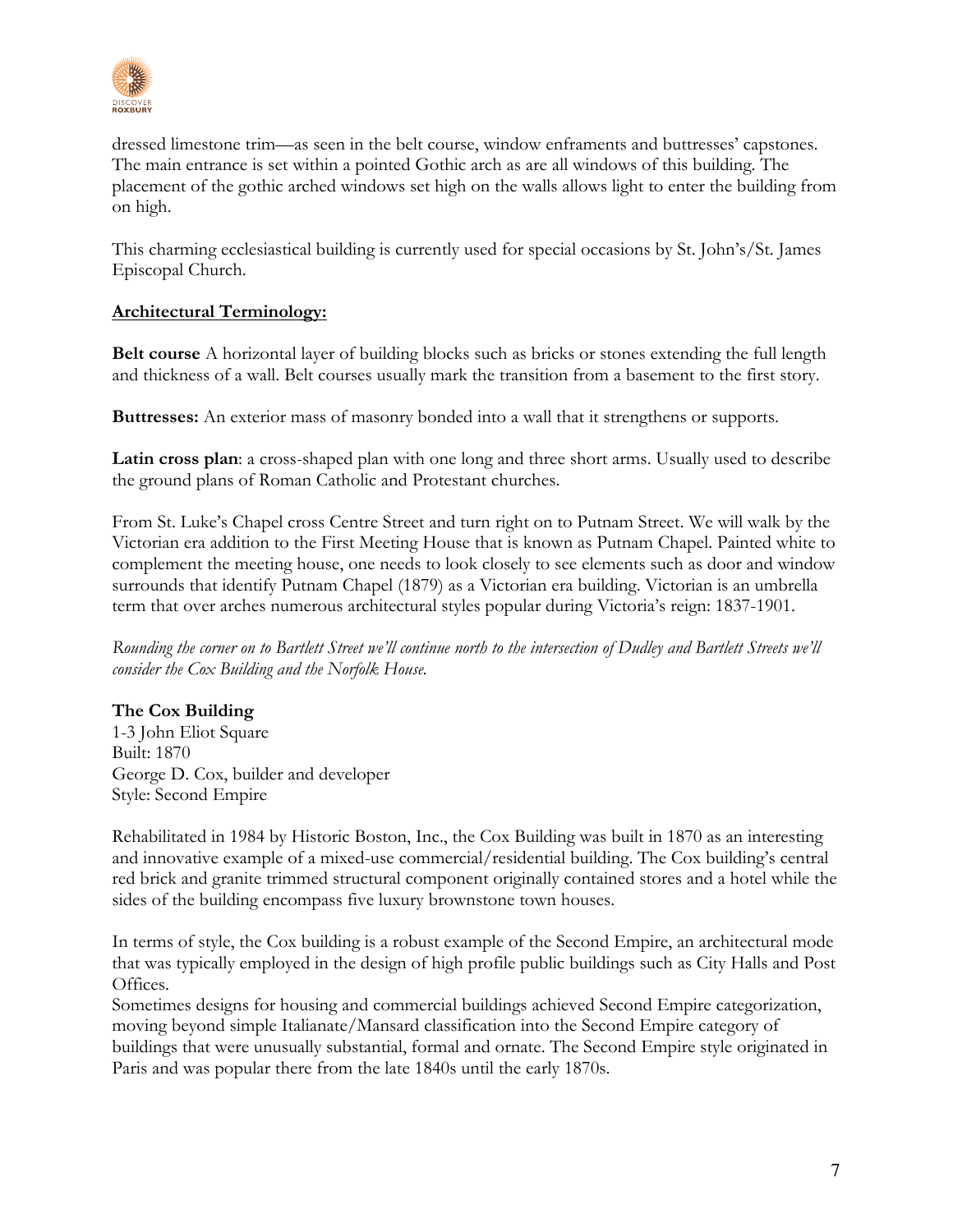dressed limestone trim—as seen in the belt course, window enframents and buttresses' capstones. The main entrance is set within a pointed Gothic arch as are all windows of this building. The placement of the gothic arched windows set high on the walls allows light to enter the building from on high.

This charming ecclesiastical building is currently used for special occasions by St. John's/St. James Episcopal Church.

**Architectural Terminology:**

**Belt course** A horizontal layer of building blocks such as bricks or stones extending the full length and thickness of a wall. Belt courses usually mark the transition from a basement to the first story.

**Buttresses:** An exterior mass of masonry bonded into a wall that it strengthens or supports.

**Latin cross plan**: a cross-shaped plan with one long and three short arms. Usually used to describe the ground plans of Roman Catholic and Protestant churches.

From St. Luke's Chapel cross Centre Street and turn right on to Putnam Street. We will walk by the Victorian era addition to the First Meeting House that is known as Putnam Chapel. Painted white to complement the meeting house, one needs to look closely to see elements such as door and window surrounds that identify Putnam Chapel (1879) as a Victorian era building. Victorian is an umbrella term that over arches numerous architectural styles popular during Victoria's reign: 1837-1901.

*Rounding the corner on to Bartlett Street we'll continue north to the intersection of Dudley and Bartlett Streets we'll consider the Cox Building and the Norfolk House.*

**The Cox Building**
1-3 John Eliot Square
Built: 1870
George D. Cox, builder and developer
Style: Second Empire

Rehabilitated in 1984 by Historic Boston, Inc., the Cox Building was built in 1870 as an interesting and innovative example of a mixed-use commercial/residential building. The Cox building's central red brick and granite trimmed structural component originally contained stores and a hotel while the sides of the building encompass five luxury brownstone town houses.

In terms of style, the Cox building is a robust example of the Second Empire, an architectural mode that was typically employed in the design of high profile public buildings such as City Halls and Post Offices.
Sometimes designs for housing and commercial buildings achieved Second Empire categorization, moving beyond simple Italianate/Mansard classification into the Second Empire category of buildings that were unusually substantial, formal and ornate. The Second Empire style originated in Paris and was popular there from the late 1840s until the early 1870s.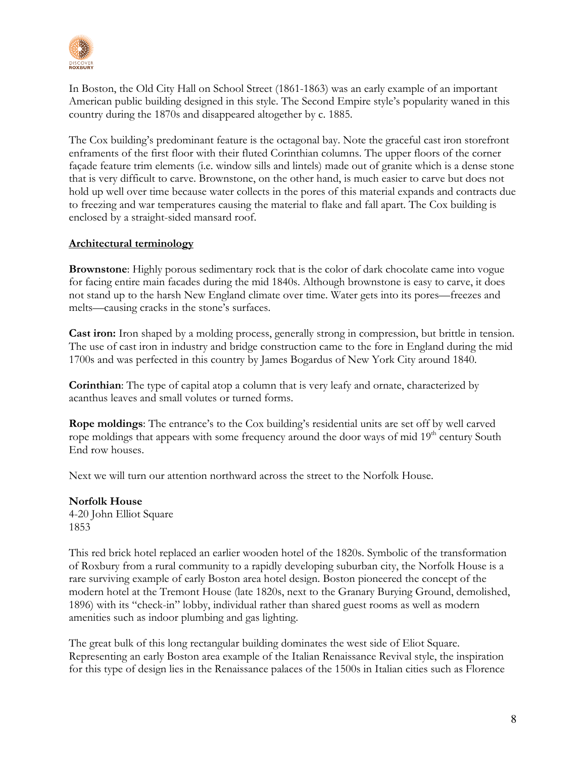In Boston, the Old City Hall on School Street (1861-1863) was an early example of an important American public building designed in this style. The Second Empire style's popularity waned in this country during the 1870s and disappeared altogether by c. 1885.

The Cox building's predominant feature is the octagonal bay. Note the graceful cast iron storefront enframents of the first floor with their fluted Corinthian columns. The upper floors of the corner façade feature trim elements (i.e. window sills and lintels) made out of granite which is a dense stone that is very difficult to carve. Brownstone, on the other hand, is much easier to carve but does not hold up well over time because water collects in the pores of this material expands and contracts due to freezing and war temperatures causing the material to flake and fall apart. The Cox building is enclosed by a straight-sided mansard roof.

**Architectural terminology**

**Brownstone**: Highly porous sedimentary rock that is the color of dark chocolate came into vogue for facing entire main facades during the mid 1840s. Although brownstone is easy to carve, it does not stand up to the harsh New England climate over time. Water gets into its pores—freezes and melts—causing cracks in the stone's surfaces.

**Cast iron:** Iron shaped by a molding process, generally strong in compression, but brittle in tension. The use of cast iron in industry and bridge construction came to the fore in England during the mid 1700s and was perfected in this country by James Bogardus of New York City around 1840.

**Corinthian**: The type of capital atop a column that is very leafy and ornate, characterized by acanthus leaves and small volutes or turned forms.

**Rope moldings**: The entrance's to the Cox building's residential units are set off by well carved rope moldings that appears with some frequency around the door ways of mid 19th century South End row houses.

Next we will turn our attention northward across the street to the Norfolk House.

**Norfolk House**
4-20 John Elliot Square
1853

This red brick hotel replaced an earlier wooden hotel of the 1820s. Symbolic of the transformation of Roxbury from a rural community to a rapidly developing suburban city, the Norfolk House is a rare surviving example of early Boston area hotel design. Boston pioneered the concept of the modern hotel at the Tremont House (late 1820s, next to the Granary Burying Ground, demolished, 1896) with its "check-in" lobby, individual rather than shared guest rooms as well as modern amenities such as indoor plumbing and gas lighting.

The great bulk of this long rectangular building dominates the west side of Eliot Square. Representing an early Boston area example of the Italian Renaissance Revival style, the inspiration for this type of design lies in the Renaissance palaces of the 1500s in Italian cities such as Florence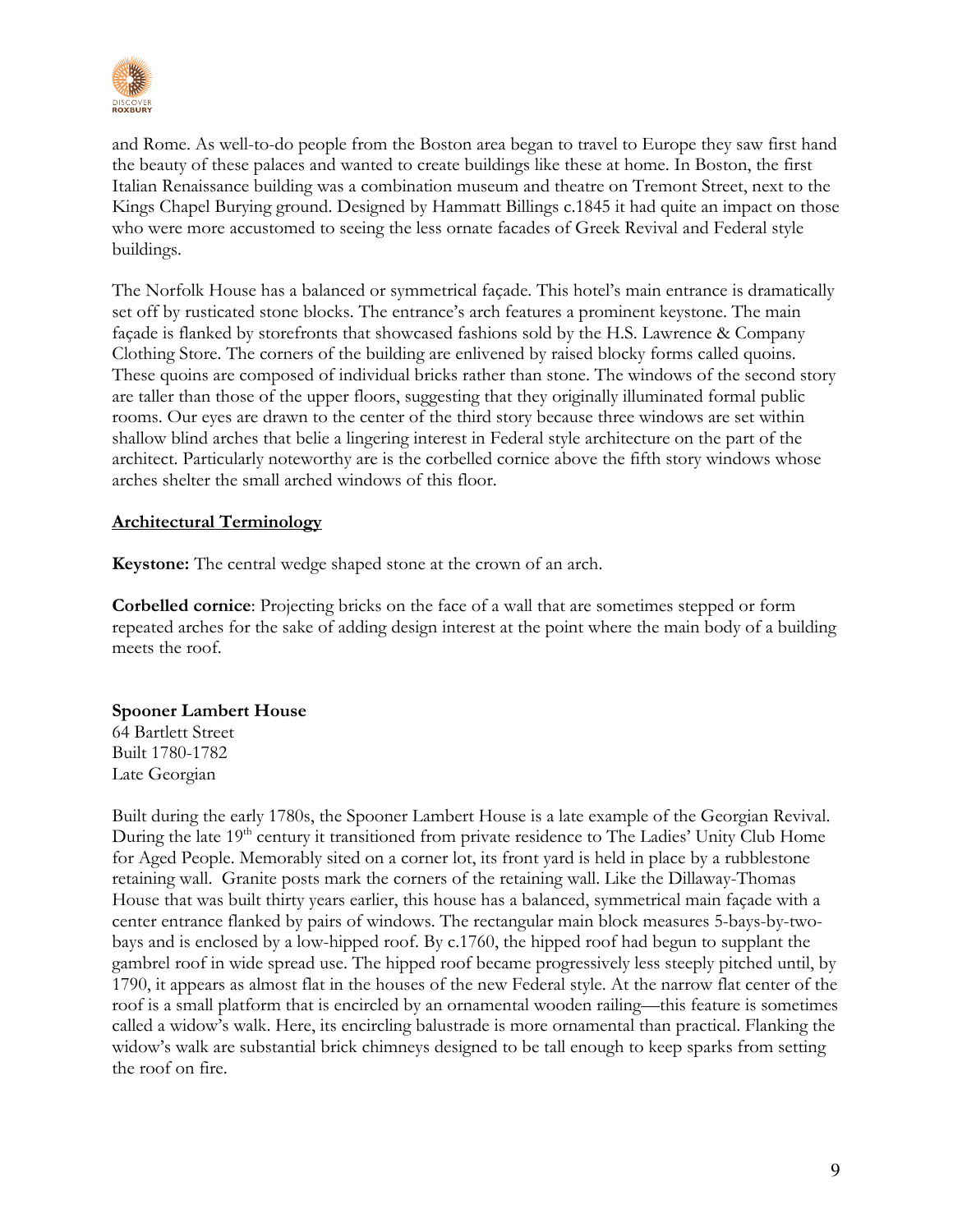and Rome. As well-to-do people from the Boston area began to travel to Europe they saw first hand the beauty of these palaces and wanted to create buildings like these at home. In Boston, the first Italian Renaissance building was a combination museum and theatre on Tremont Street, next to the Kings Chapel Burying ground. Designed by Hammatt Billings c.1845 it had quite an impact on those who were more accustomed to seeing the less ornate facades of Greek Revival and Federal style buildings.

The Norfolk House has a balanced or symmetrical façade. This hotel's main entrance is dramatically set off by rusticated stone blocks. The entrance's arch features a prominent keystone. The main façade is flanked by storefronts that showcased fashions sold by the H.S. Lawrence & Company Clothing Store. The corners of the building are enlivened by raised blocky forms called quoins. These quoins are composed of individual bricks rather than stone. The windows of the second story are taller than those of the upper floors, suggesting that they originally illuminated formal public rooms. Our eyes are drawn to the center of the third story because three windows are set within shallow blind arches that belie a lingering interest in Federal style architecture on the part of the architect. Particularly noteworthy are is the corbelled cornice above the fifth story windows whose arches shelter the small arched windows of this floor.

**Architectural Terminology**

**Keystone:** The central wedge shaped stone at the crown of an arch.

**Corbelled cornice**: Projecting bricks on the face of a wall that are sometimes stepped or form repeated arches for the sake of adding design interest at the point where the main body of a building meets the roof.

**Spooner Lambert House**
64 Bartlett Street
Built 1780-1782
Late Georgian

Built during the early 1780s, the Spooner Lambert House is a late example of the Georgian Revival. During the late 19th century it transitioned from private residence to The Ladies' Unity Club Home for Aged People. Memorably sited on a corner lot, its front yard is held in place by a rubblestone retaining wall. Granite posts mark the corners of the retaining wall. Like the Dillaway-Thomas House that was built thirty years earlier, this house has a balanced, symmetrical main façade with a center entrance flanked by pairs of windows. The rectangular main block measures 5-bays-by-two-bays and is enclosed by a low-hipped roof. By c.1760, the hipped roof had begun to supplant the gambrel roof in wide spread use. The hipped roof became progressively less steeply pitched until, by 1790, it appears as almost flat in the houses of the new Federal style. At the narrow flat center of the roof is a small platform that is encircled by an ornamental wooden railing—this feature is sometimes called a widow's walk. Here, its encircling balustrade is more ornamental than practical. Flanking the widow's walk are substantial brick chimneys designed to be tall enough to keep sparks from setting the roof on fire.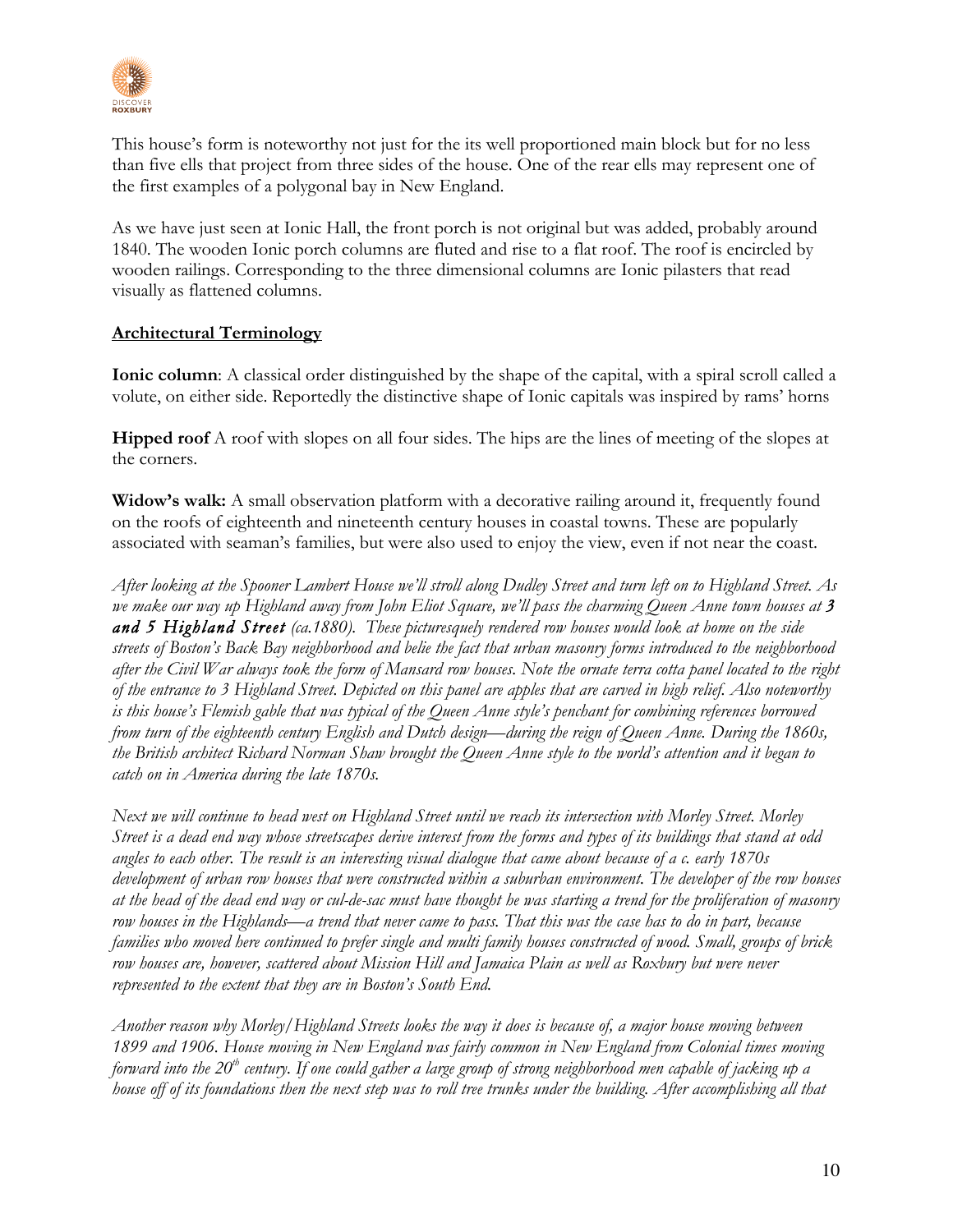This house's form is noteworthy not just for the its well proportioned main block but for no less than five ells that project from three sides of the house. One of the rear ells may represent one of the first examples of a polygonal bay in New England.

As we have just seen at Ionic Hall, the front porch is not original but was added, probably around 1840. The wooden Ionic porch columns are fluted and rise to a flat roof. The roof is encircled by wooden railings. Corresponding to the three dimensional columns are Ionic pilasters that read visually as flattened columns.

## Architectural Terminology

**Ionic column**: A classical order distinguished by the shape of the capital, with a spiral scroll called a volute, on either side. Reportedly the distinctive shape of Ionic capitals was inspired by rams' horns

**Hipped roof** A roof with slopes on all four sides. The hips are the lines of meeting of the slopes at the corners.

**Widow's walk:** A small observation platform with a decorative railing around it, frequently found on the roofs of eighteenth and nineteenth century houses in coastal towns. These are popularly associated with seaman's families, but were also used to enjoy the view, even if not near the coast.

*After looking at the Spooner Lambert House we'll stroll along Dudley Street and turn left on to Highland Street. As we make our way up Highland away from John Eliot Square, we'll pass the charming Queen Anne town houses at **3 and 5 Highland Street** (ca.1880). These picturesquely rendered row houses would look at home on the side streets of Boston's Back Bay neighborhood and belie the fact that urban masonry forms introduced to the neighborhood after the Civil War always took the form of Mansard row houses. Note the ornate terra cotta panel located to the right of the entrance to 3 Highland Street. Depicted on this panel are apples that are carved in high relief. Also noteworthy is this house's Flemish gable that was typical of the Queen Anne style's penchant for combining references borrowed from turn of the eighteenth century English and Dutch design—during the reign of Queen Anne. During the 1860s, the British architect Richard Norman Shaw brought the Queen Anne style to the world's attention and it began to catch on in America during the late 1870s.*

*Next we will continue to head west on Highland Street until we reach its intersection with Morley Street. Morley Street is a dead end way whose streetscapes derive interest from the forms and types of its buildings that stand at odd angles to each other. The result is an interesting visual dialogue that came about because of a c. early 1870s development of urban row houses that were constructed within a suburban environment. The developer of the row houses at the head of the dead end way or cul-de-sac must have thought he was starting a trend for the proliferation of masonry row houses in the Highlands—a trend that never came to pass. That this was the case has to do in part, because families who moved here continued to prefer single and multi family houses constructed of wood. Small, groups of brick row houses are, however, scattered about Mission Hill and Jamaica Plain as well as Roxbury but were never represented to the extent that they are in Boston's South End.*

*Another reason why Morley/Highland Streets looks the way it does is because of, a major house moving between 1899 and 1906. House moving in New England was fairly common in New England from Colonial times moving forward into the 20th century. If one could gather a large group of strong neighborhood men capable of jacking up a house off of its foundations then the next step was to roll tree trunks under the building. After accomplishing all that*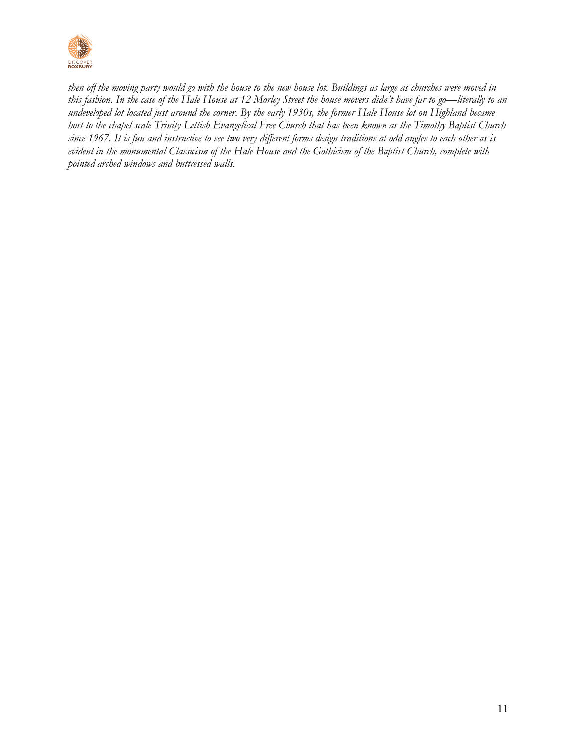*then off the moving party would go with the house to the new house lot. Buildings as large as churches were moved in this fashion. In the case of the Hale House at 12 Morley Street the house movers didn't have far to go—literally to an undeveloped lot located just around the corner. By the early 1930s, the former Hale House lot on Highland became host to the chapel scale Trinity Lettish Evangelical Free Church that has been known as the Timothy Baptist Church since 1967. It is fun and instructive to see two very different forms design traditions at odd angles to each other as is evident in the monumental Classicism of the Hale House and the Gothicism of the Baptist Church, complete with pointed arched windows and buttressed walls.*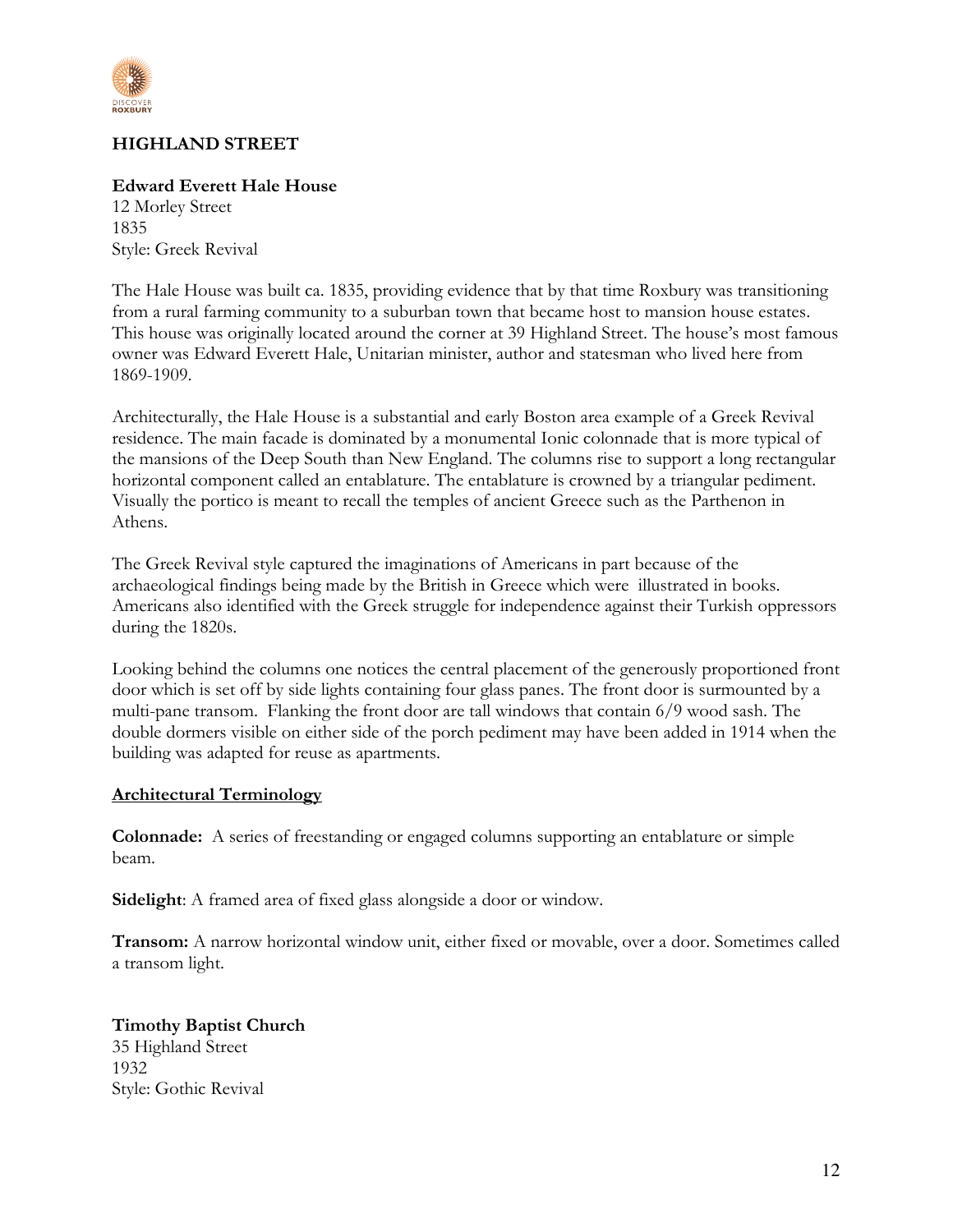## HIGHLAND STREET

**Edward Everett Hale House**
12 Morley Street
1835
Style: Greek Revival

The Hale House was built ca. 1835, providing evidence that by that time Roxbury was transitioning from a rural farming community to a suburban town that became host to mansion house estates. This house was originally located around the corner at 39 Highland Street. The house's most famous owner was Edward Everett Hale, Unitarian minister, author and statesman who lived here from 1869-1909.

Architecturally, the Hale House is a substantial and early Boston area example of a Greek Revival residence. The main facade is dominated by a monumental Ionic colonnade that is more typical of the mansions of the Deep South than New England. The columns rise to support a long rectangular horizontal component called an entablature. The entablature is crowned by a triangular pediment. Visually the portico is meant to recall the temples of ancient Greece such as the Parthenon in Athens.

The Greek Revival style captured the imaginations of Americans in part because of the archaeological findings being made by the British in Greece which were illustrated in books. Americans also identified with the Greek struggle for independence against their Turkish oppressors during the 1820s.

Looking behind the columns one notices the central placement of the generously proportioned front door which is set off by side lights containing four glass panes. The front door is surmounted by a multi-pane transom. Flanking the front door are tall windows that contain 6/9 wood sash. The double dormers visible on either side of the porch pediment may have been added in 1914 when the building was adapted for reuse as apartments.

### Architectural Terminology

**Colonnade:** A series of freestanding or engaged columns supporting an entablature or simple beam.

**Sidelight**: A framed area of fixed glass alongside a door or window.

**Transom:** A narrow horizontal window unit, either fixed or movable, over a door. Sometimes called a transom light.

**Timothy Baptist Church**
35 Highland Street
1932
Style: Gothic Revival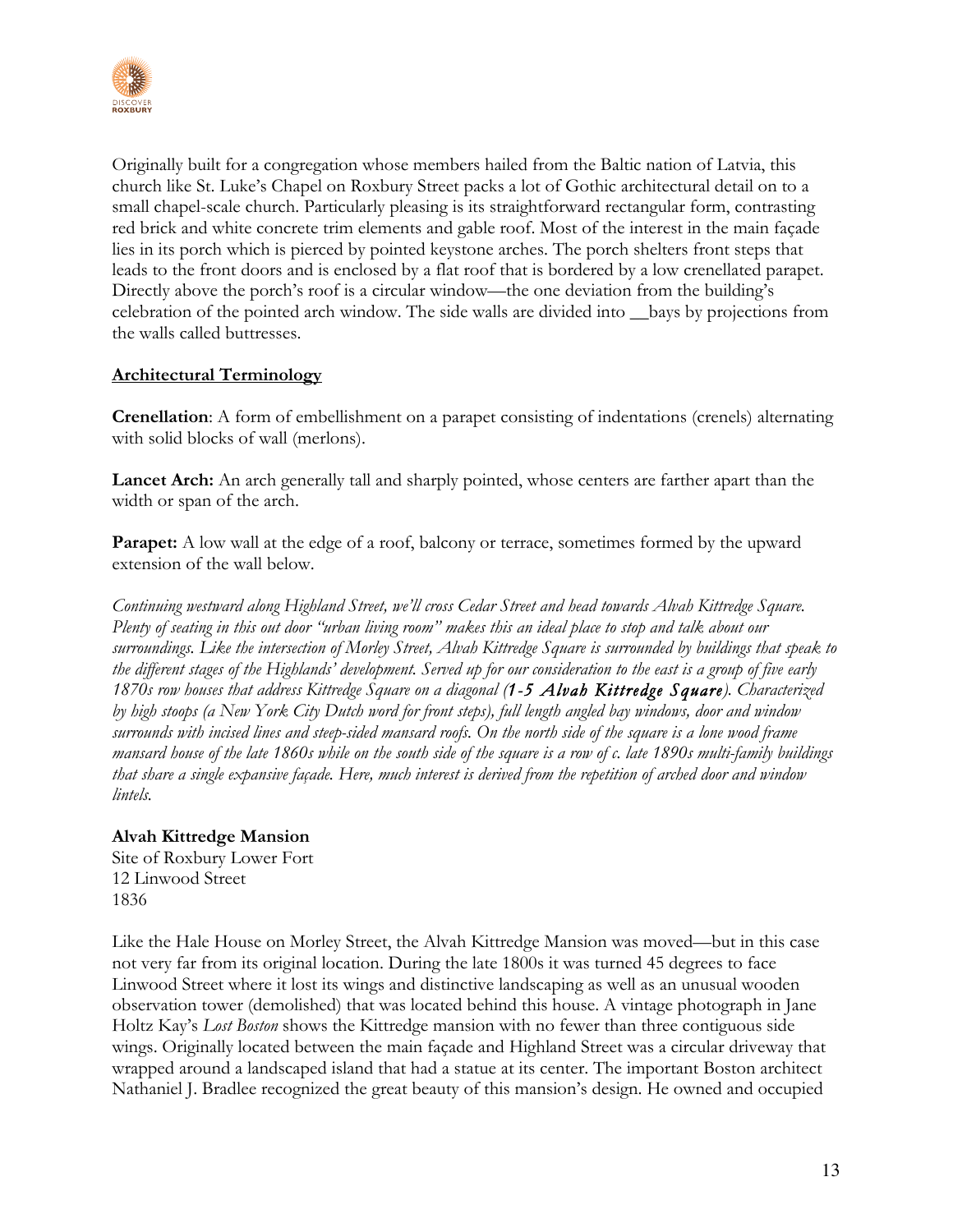Originally built for a congregation whose members hailed from the Baltic nation of Latvia, this church like St. Luke's Chapel on Roxbury Street packs a lot of Gothic architectural detail on to a small chapel-scale church. Particularly pleasing is its straightforward rectangular form, contrasting red brick and white concrete trim elements and gable roof. Most of the interest in the main façade lies in its porch which is pierced by pointed keystone arches. The porch shelters front steps that leads to the front doors and is enclosed by a flat roof that is bordered by a low crenellated parapet. Directly above the porch's roof is a circular window—the one deviation from the building's celebration of the pointed arch window. The side walls are divided into __bays by projections from the walls called buttresses.

**Architectural Terminology**

**Crenellation**: A form of embellishment on a parapet consisting of indentations (crenels) alternating with solid blocks of wall (merlons).

**Lancet Arch:** An arch generally tall and sharply pointed, whose centers are farther apart than the width or span of the arch.

**Parapet:** A low wall at the edge of a roof, balcony or terrace, sometimes formed by the upward extension of the wall below.

*Continuing westward along Highland Street, we'll cross Cedar Street and head towards Alvah Kittredge Square. Plenty of seating in this out door "urban living room" makes this an ideal place to stop and talk about our surroundings. Like the intersection of Morley Street, Alvah Kittredge Square is surrounded by buildings that speak to the different stages of the Highlands' development. Served up for our consideration to the east is a group of five early 1870s row houses that address Kittredge Square on a diagonal (**1-5 Alvah Kittredge Square**). Characterized by high stoops (a New York City Dutch word for front steps), full length angled bay windows, door and window surrounds with incised lines and steep-sided mansard roofs. On the north side of the square is a lone wood frame mansard house of the late 1860s while on the south side of the square is a row of c. late 1890s multi-family buildings that share a single expansive façade. Here, much interest is derived from the repetition of arched door and window lintels.*

**Alvah Kittredge Mansion**
Site of Roxbury Lower Fort
12 Linwood Street
1836

Like the Hale House on Morley Street, the Alvah Kittredge Mansion was moved—but in this case not very far from its original location. During the late 1800s it was turned 45 degrees to face Linwood Street where it lost its wings and distinctive landscaping as well as an unusual wooden observation tower (demolished) that was located behind this house. A vintage photograph in Jane Holtz Kay's *Lost Boston* shows the Kittredge mansion with no fewer than three contiguous side wings. Originally located between the main façade and Highland Street was a circular driveway that wrapped around a landscaped island that had a statue at its center. The important Boston architect Nathaniel J. Bradlee recognized the great beauty of this mansion's design. He owned and occupied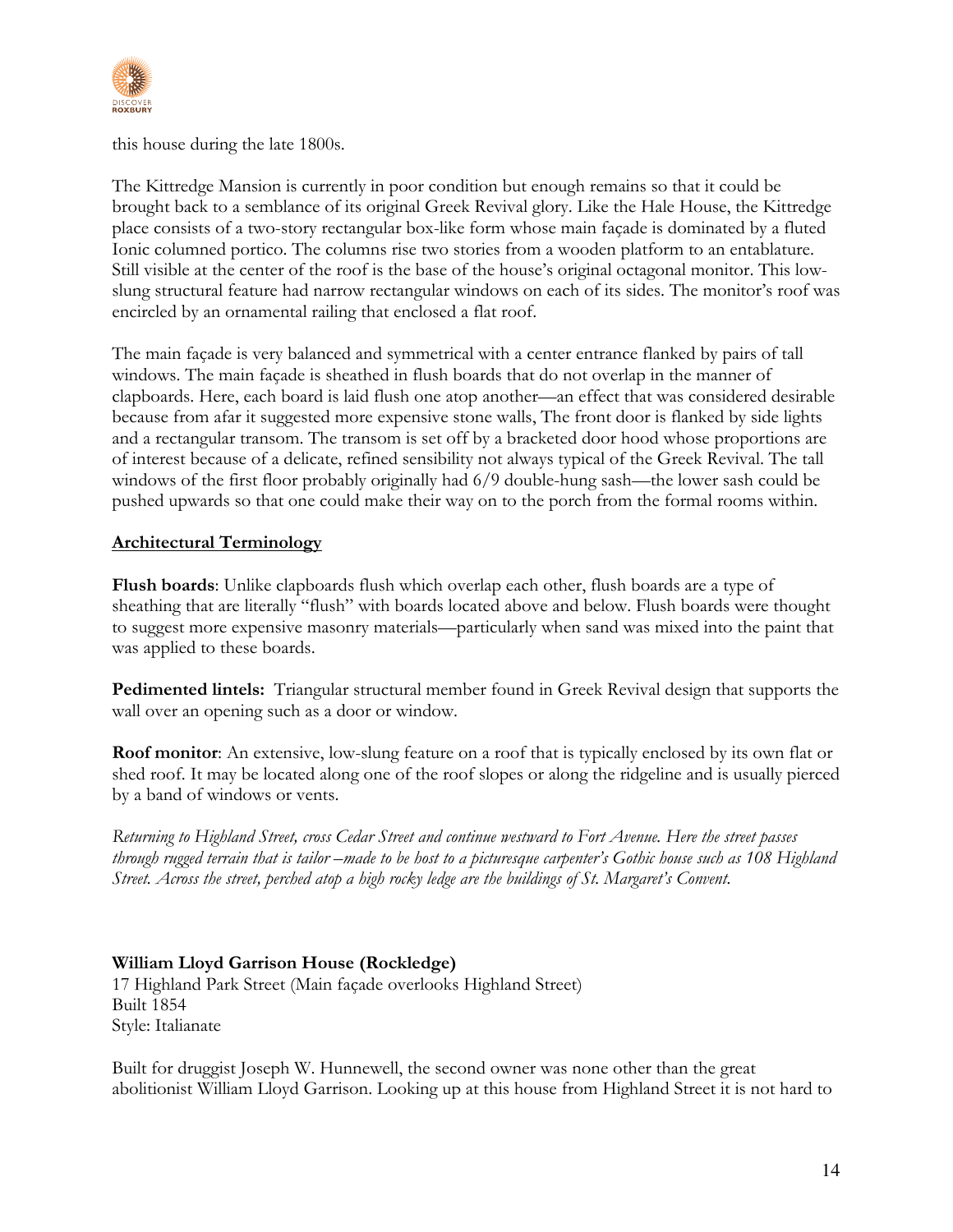this house during the late 1800s.

The Kittredge Mansion is currently in poor condition but enough remains so that it could be brought back to a semblance of its original Greek Revival glory. Like the Hale House, the Kittredge place consists of a two-story rectangular box-like form whose main façade is dominated by a fluted Ionic columned portico. The columns rise two stories from a wooden platform to an entablature. Still visible at the center of the roof is the base of the house's original octagonal monitor. This low-slung structural feature had narrow rectangular windows on each of its sides. The monitor's roof was encircled by an ornamental railing that enclosed a flat roof.

The main façade is very balanced and symmetrical with a center entrance flanked by pairs of tall windows. The main façade is sheathed in flush boards that do not overlap in the manner of clapboards. Here, each board is laid flush one atop another—an effect that was considered desirable because from afar it suggested more expensive stone walls, The front door is flanked by side lights and a rectangular transom. The transom is set off by a bracketed door hood whose proportions are of interest because of a delicate, refined sensibility not always typical of the Greek Revival. The tall windows of the first floor probably originally had 6/9 double-hung sash—the lower sash could be pushed upwards so that one could make their way on to the porch from the formal rooms within.

**Architectural Terminology**

**Flush boards**: Unlike clapboards flush which overlap each other, flush boards are a type of sheathing that are literally "flush" with boards located above and below. Flush boards were thought to suggest more expensive masonry materials—particularly when sand was mixed into the paint that was applied to these boards.

**Pedimented lintels:** Triangular structural member found in Greek Revival design that supports the wall over an opening such as a door or window.

**Roof monitor**: An extensive, low-slung feature on a roof that is typically enclosed by its own flat or shed roof. It may be located along one of the roof slopes or along the ridgeline and is usually pierced by a band of windows or vents.

*Returning to Highland Street, cross Cedar Street and continue westward to Fort Avenue. Here the street passes through rugged terrain that is tailor –made to be host to a picturesque carpenter's Gothic house such as 108 Highland Street. Across the street, perched atop a high rocky ledge are the buildings of St. Margaret's Convent.*

**William Lloyd Garrison House (Rockledge)**
17 Highland Park Street (Main façade overlooks Highland Street)
Built 1854
Style: Italianate

Built for druggist Joseph W. Hunnewell, the second owner was none other than the great abolitionist William Lloyd Garrison. Looking up at this house from Highland Street it is not hard to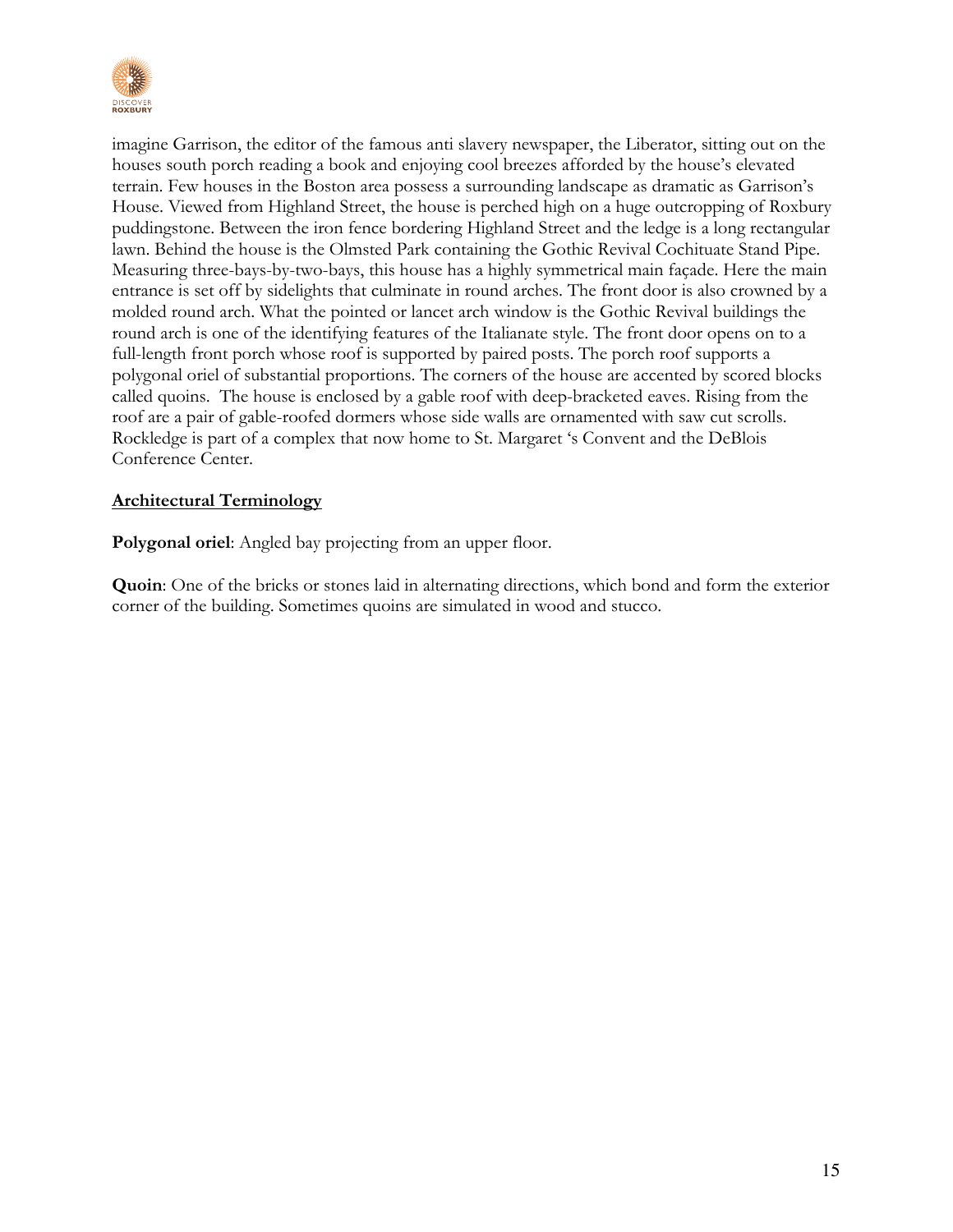imagine Garrison, the editor of the famous anti slavery newspaper, the Liberator, sitting out on the houses south porch reading a book and enjoying cool breezes afforded by the house's elevated terrain. Few houses in the Boston area possess a surrounding landscape as dramatic as Garrison's House. Viewed from Highland Street, the house is perched high on a huge outcropping of Roxbury puddingstone. Between the iron fence bordering Highland Street and the ledge is a long rectangular lawn. Behind the house is the Olmsted Park containing the Gothic Revival Cochituate Stand Pipe. Measuring three-bays-by-two-bays, this house has a highly symmetrical main façade. Here the main entrance is set off by sidelights that culminate in round arches. The front door is also crowned by a molded round arch. What the pointed or lancet arch window is the Gothic Revival buildings the round arch is one of the identifying features of the Italianate style. The front door opens on to a full-length front porch whose roof is supported by paired posts. The porch roof supports a polygonal oriel of substantial proportions. The corners of the house are accented by scored blocks called quoins. The house is enclosed by a gable roof with deep-bracketed eaves. Rising from the roof are a pair of gable-roofed dormers whose side walls are ornamented with saw cut scrolls. Rockledge is part of a complex that now home to St. Margaret 's Convent and the DeBlois Conference Center.

## Architectural Terminology

**Polygonal oriel**: Angled bay projecting from an upper floor.

**Quoin**: One of the bricks or stones laid in alternating directions, which bond and form the exterior corner of the building. Sometimes quoins are simulated in wood and stucco.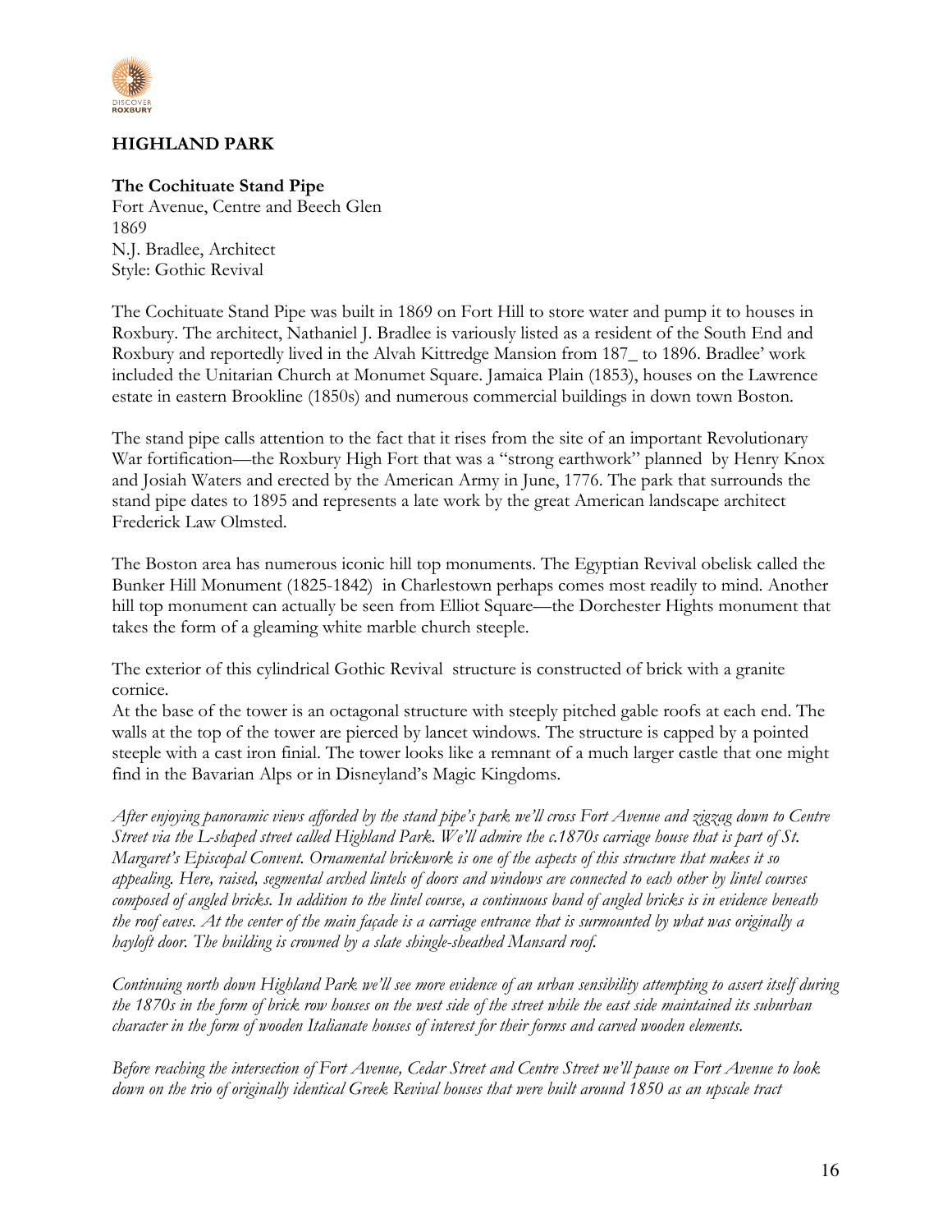## HIGHLAND PARK

**The Cochituate Stand Pipe**
Fort Avenue, Centre and Beech Glen
1869
N.J. Bradlee, Architect
Style: Gothic Revival

The Cochituate Stand Pipe was built in 1869 on Fort Hill to store water and pump it to houses in Roxbury. The architect, Nathaniel J. Bradlee is variously listed as a resident of the South End and Roxbury and reportedly lived in the Alvah Kittredge Mansion from 187_ to 1896. Bradlee' work included the Unitarian Church at Monumet Square. Jamaica Plain (1853), houses on the Lawrence estate in eastern Brookline (1850s) and numerous commercial buildings in down town Boston.

The stand pipe calls attention to the fact that it rises from the site of an important Revolutionary War fortification—the Roxbury High Fort that was a "strong earthwork" planned by Henry Knox and Josiah Waters and erected by the American Army in June, 1776. The park that surrounds the stand pipe dates to 1895 and represents a late work by the great American landscape architect Frederick Law Olmsted.

The Boston area has numerous iconic hill top monuments. The Egyptian Revival obelisk called the Bunker Hill Monument (1825-1842) in Charlestown perhaps comes most readily to mind. Another hill top monument can actually be seen from Elliot Square—the Dorchester Hights monument that takes the form of a gleaming white marble church steeple.

The exterior of this cylindrical Gothic Revival structure is constructed of brick with a granite cornice.
At the base of the tower is an octagonal structure with steeply pitched gable roofs at each end. The walls at the top of the tower are pierced by lancet windows. The structure is capped by a pointed steeple with a cast iron finial. The tower looks like a remnant of a much larger castle that one might find in the Bavarian Alps or in Disneyland's Magic Kingdoms.

*After enjoying panoramic views afforded by the stand pipe's park we'll cross Fort Avenue and zigzag down to Centre Street via the L-shaped street called Highland Park. We'll admire the c.1870s carriage house that is part of St. Margaret's Episcopal Convent. Ornamental brickwork is one of the aspects of this structure that makes it so appealing. Here, raised, segmental arched lintels of doors and windows are connected to each other by lintel courses composed of angled bricks. In addition to the lintel course, a continuous band of angled bricks is in evidence beneath the roof eaves. At the center of the main façade is a carriage entrance that is surmounted by what was originally a hayloft door. The building is crowned by a slate shingle-sheathed Mansard roof.*

*Continuing north down Highland Park we'll see more evidence of an urban sensibility attempting to assert itself during the 1870s in the form of brick row houses on the west side of the street while the east side maintained its suburban character in the form of wooden Italianate houses of interest for their forms and carved wooden elements.*

*Before reaching the intersection of Fort Avenue, Cedar Street and Centre Street we'll pause on Fort Avenue to look down on the trio of originally identical Greek Revival houses that were built around 1850 as an upscale tract*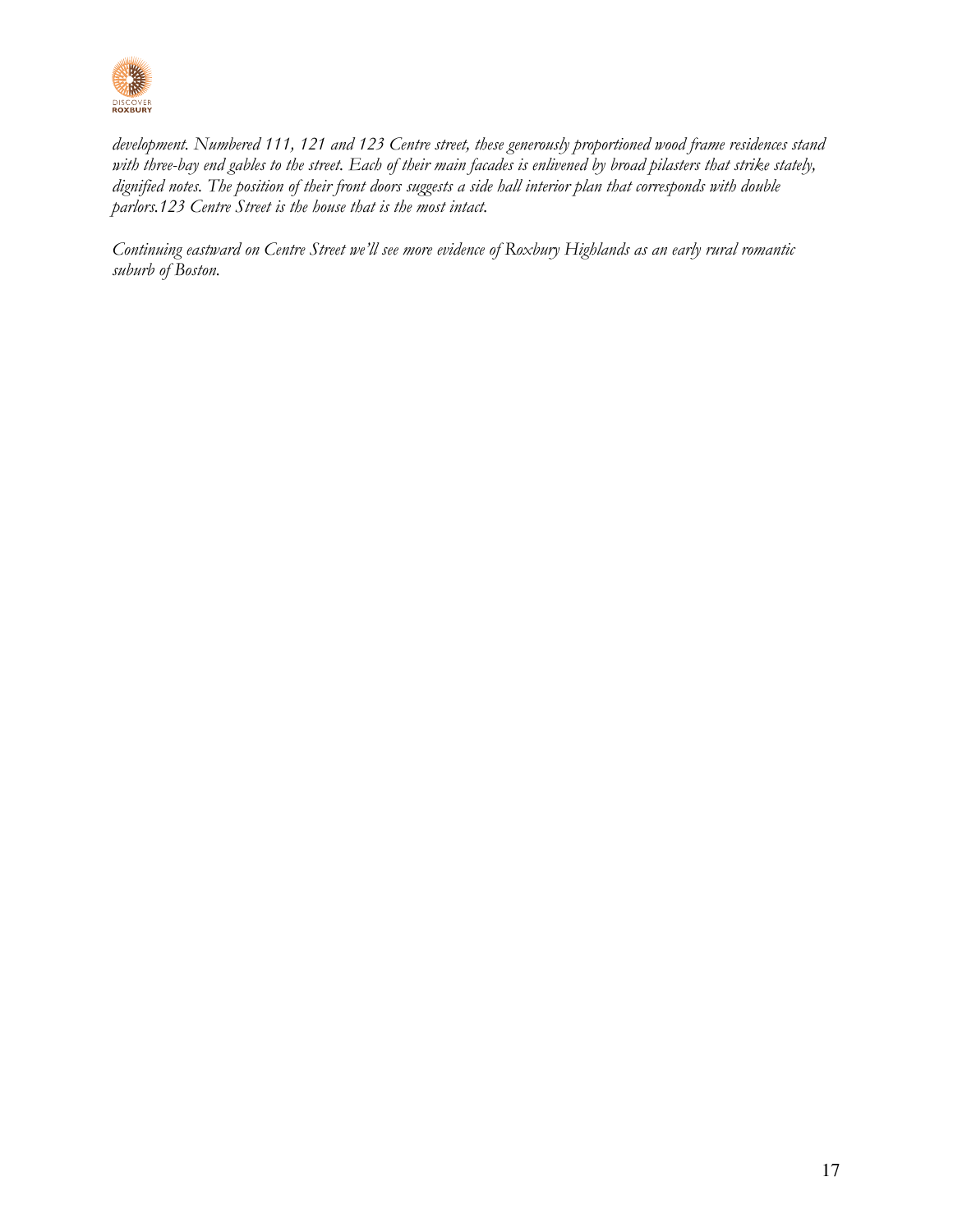*development. Numbered 111, 121 and 123 Centre street, these generously proportioned wood frame residences stand with three-bay end gables to the street. Each of their main facades is enlivened by broad pilasters that strike stately, dignified notes. The position of their front doors suggests a side hall interior plan that corresponds with double parlors.123 Centre Street is the house that is the most intact.*

*Continuing eastward on Centre Street we'll see more evidence of Roxbury Highlands as an early rural romantic suburb of Boston.*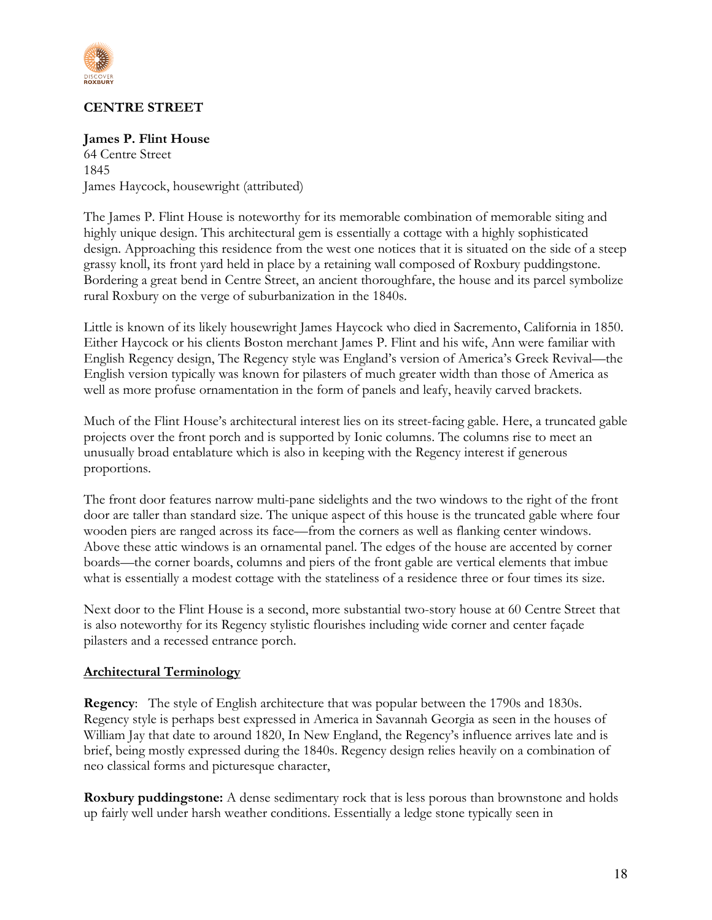## CENTRE STREET

**James P. Flint House**
64 Centre Street
1845
James Haycock, housewright (attributed)

The James P. Flint House is noteworthy for its memorable combination of memorable siting and highly unique design. This architectural gem is essentially a cottage with a highly sophisticated design. Approaching this residence from the west one notices that it is situated on the side of a steep grassy knoll, its front yard held in place by a retaining wall composed of Roxbury puddingstone. Bordering a great bend in Centre Street, an ancient thoroughfare, the house and its parcel symbolize rural Roxbury on the verge of suburbanization in the 1840s.

Little is known of its likely housewright James Haycock who died in Sacramento, California in 1850. Either Haycock or his clients Boston merchant James P. Flint and his wife, Ann were familiar with English Regency design, The Regency style was England's version of America's Greek Revival—the English version typically was known for pilasters of much greater width than those of America as well as more profuse ornamentation in the form of panels and leafy, heavily carved brackets.

Much of the Flint House's architectural interest lies on its street-facing gable. Here, a truncated gable projects over the front porch and is supported by Ionic columns. The columns rise to meet an unusually broad entablature which is also in keeping with the Regency interest if generous proportions.

The front door features narrow multi-pane sidelights and the two windows to the right of the front door are taller than standard size. The unique aspect of this house is the truncated gable where four wooden piers are ranged across its face—from the corners as well as flanking center windows. Above these attic windows is an ornamental panel. The edges of the house are accented by corner boards—the corner boards, columns and piers of the front gable are vertical elements that imbue what is essentially a modest cottage with the stateliness of a residence three or four times its size.

Next door to the Flint House is a second, more substantial two-story house at 60 Centre Street that is also noteworthy for its Regency stylistic flourishes including wide corner and center façade pilasters and a recessed entrance porch.

### Architectural Terminology

**Regency**: The style of English architecture that was popular between the 1790s and 1830s. Regency style is perhaps best expressed in America in Savannah Georgia as seen in the houses of William Jay that date to around 1820, In New England, the Regency's influence arrives late and is brief, being mostly expressed during the 1840s. Regency design relies heavily on a combination of neo classical forms and picturesque character,

**Roxbury puddingstone:** A dense sedimentary rock that is less porous than brownstone and holds up fairly well under harsh weather conditions. Essentially a ledge stone typically seen in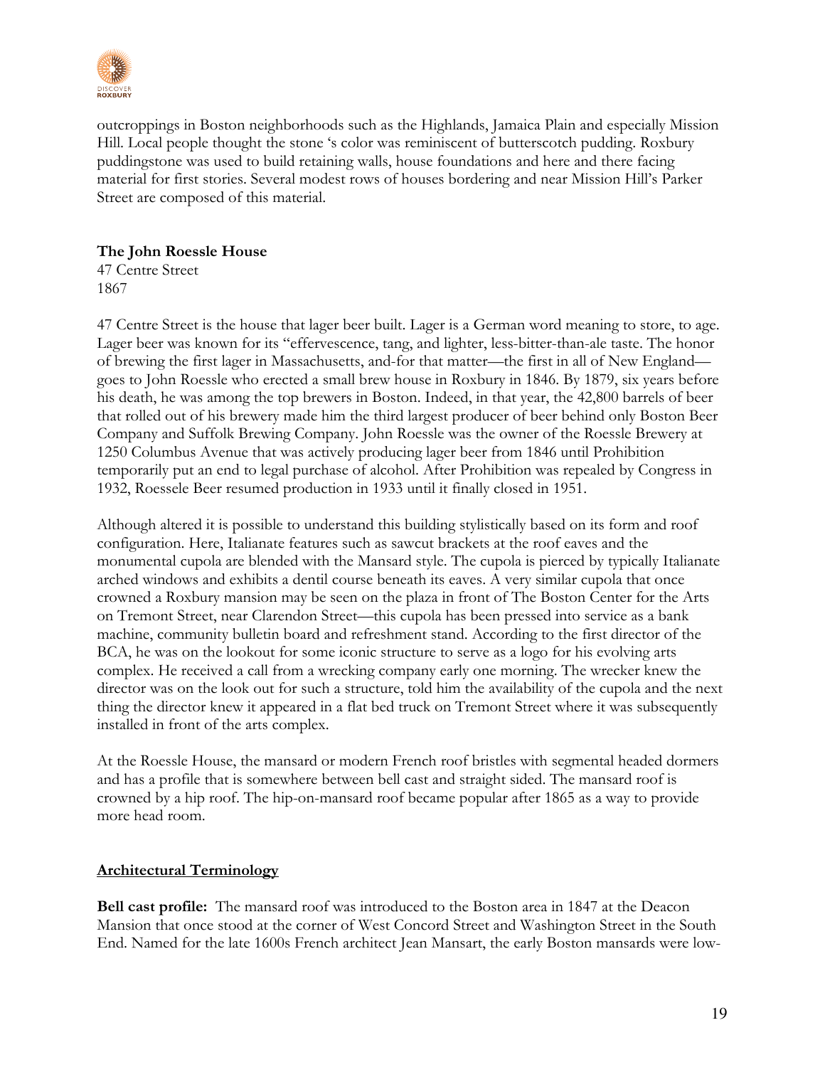outcroppings in Boston neighborhoods such as the Highlands, Jamaica Plain and especially Mission Hill. Local people thought the stone 's color was reminiscent of butterscotch pudding. Roxbury puddingstone was used to build retaining walls, house foundations and here and there facing material for first stories. Several modest rows of houses bordering and near Mission Hill's Parker Street are composed of this material.

**The John Roessle House**
47 Centre Street
1867

47 Centre Street is the house that lager beer built. Lager is a German word meaning to store, to age. Lager beer was known for its "effervescence, tang, and lighter, less-bitter-than-ale taste. The honor of brewing the first lager in Massachusetts, and-for that matter—the first in all of New England—goes to John Roessle who erected a small brew house in Roxbury in 1846. By 1879, six years before his death, he was among the top brewers in Boston. Indeed, in that year, the 42,800 barrels of beer that rolled out of his brewery made him the third largest producer of beer behind only Boston Beer Company and Suffolk Brewing Company. John Roessle was the owner of the Roessle Brewery at 1250 Columbus Avenue that was actively producing lager beer from 1846 until Prohibition temporarily put an end to legal purchase of alcohol. After Prohibition was repealed by Congress in 1932, Roessele Beer resumed production in 1933 until it finally closed in 1951.

Although altered it is possible to understand this building stylistically based on its form and roof configuration. Here, Italianate features such as sawcut brackets at the roof eaves and the monumental cupola are blended with the Mansard style. The cupola is pierced by typically Italianate arched windows and exhibits a dentil course beneath its eaves. A very similar cupola that once crowned a Roxbury mansion may be seen on the plaza in front of The Boston Center for the Arts on Tremont Street, near Clarendon Street—this cupola has been pressed into service as a bank machine, community bulletin board and refreshment stand. According to the first director of the BCA, he was on the lookout for some iconic structure to serve as a logo for his evolving arts complex. He received a call from a wrecking company early one morning. The wrecker knew the director was on the look out for such a structure, told him the availability of the cupola and the next thing the director knew it appeared in a flat bed truck on Tremont Street where it was subsequently installed in front of the arts complex.

At the Roessle House, the mansard or modern French roof bristles with segmental headed dormers and has a profile that is somewhere between bell cast and straight sided. The mansard roof is crowned by a hip roof. The hip-on-mansard roof became popular after 1865 as a way to provide more head room.

**Architectural Terminology**

**Bell cast profile:** The mansard roof was introduced to the Boston area in 1847 at the Deacon Mansion that once stood at the corner of West Concord Street and Washington Street in the South End. Named for the late 1600s French architect Jean Mansart, the early Boston mansards were low-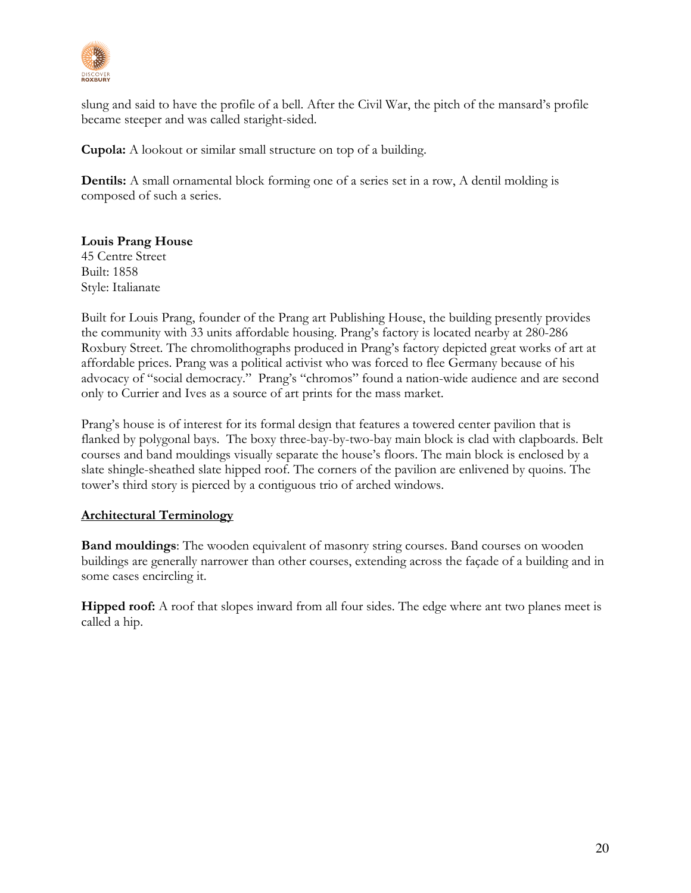slung and said to have the profile of a bell. After the Civil War, the pitch of the mansard's profile became steeper and was called staright-sided.

**Cupola:** A lookout or similar small structure on top of a building.

**Dentils:** A small ornamental block forming one of a series set in a row, A dentil molding is composed of such a series.

**Louis Prang House**
45 Centre Street
Built: 1858
Style: Italianate

Built for Louis Prang, founder of the Prang art Publishing House, the building presently provides the community with 33 units affordable housing. Prang's factory is located nearby at 280-286 Roxbury Street. The chromolithographs produced in Prang's factory depicted great works of art at affordable prices. Prang was a political activist who was forced to flee Germany because of his advocacy of "social democracy." Prang's "chromos" found a nation-wide audience and are second only to Currier and Ives as a source of art prints for the mass market.

Prang's house is of interest for its formal design that features a towered center pavilion that is flanked by polygonal bays. The boxy three-bay-by-two-bay main block is clad with clapboards. Belt courses and band mouldings visually separate the house's floors. The main block is enclosed by a slate shingle-sheathed slate hipped roof. The corners of the pavilion are enlivened by quoins. The tower's third story is pierced by a contiguous trio of arched windows.

**Architectural Terminology**

**Band mouldings**: The wooden equivalent of masonry string courses. Band courses on wooden buildings are generally narrower than other courses, extending across the façade of a building and in some cases encircling it.

**Hipped roof:** A roof that slopes inward from all four sides. The edge where ant two planes meet is called a hip.